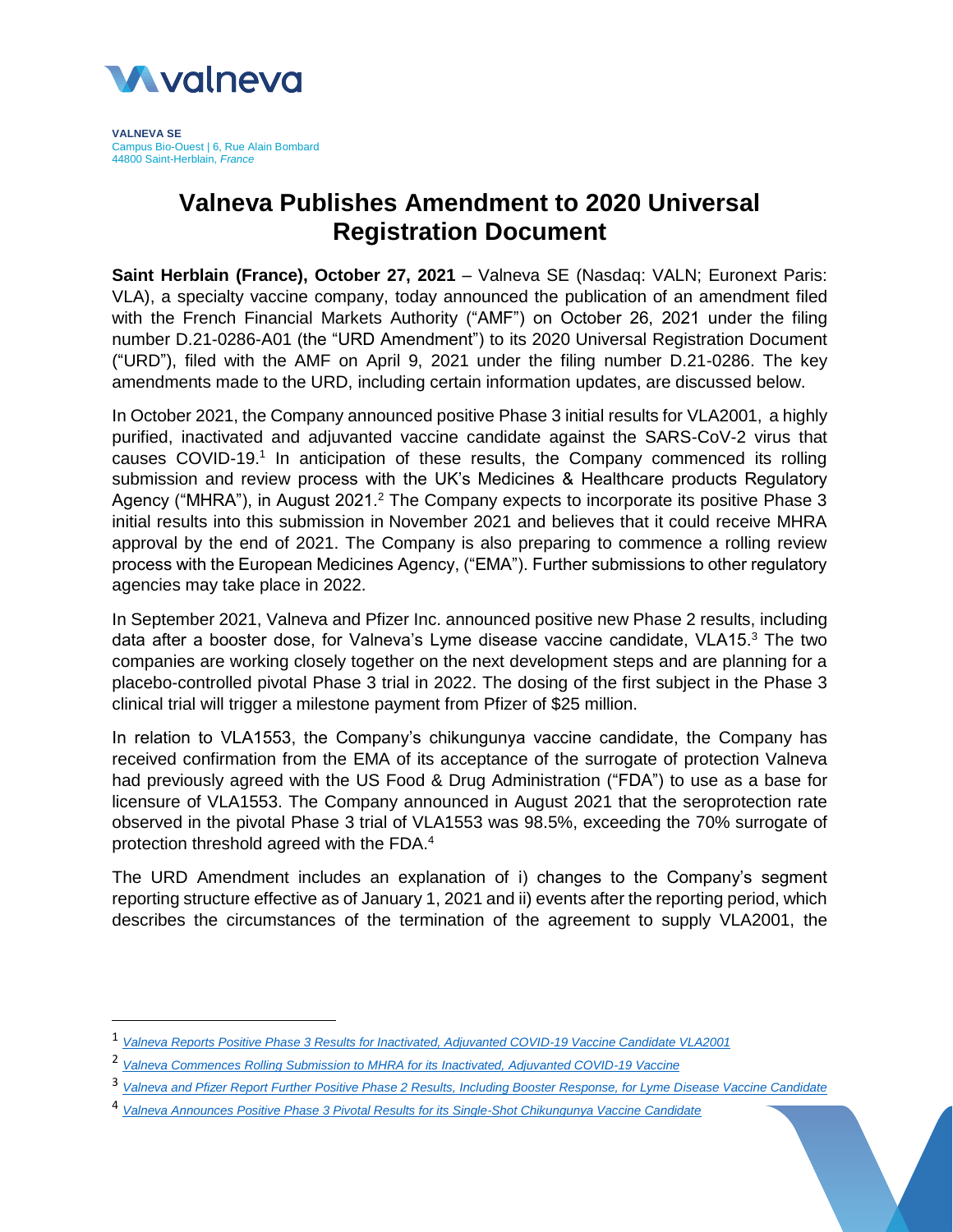**VALNEVA SE**
Campus Bio-Ouest | 6, Rue Alain Bombard
44800 Saint-Herblain, *France*

# Valneva Publishes Amendment to 2020 Universal Registration Document

**Saint Herblain (France), October 27, 2021** – Valneva SE (Nasdaq: VALN; Euronext Paris: VLA), a specialty vaccine company, today announced the publication of an amendment filed with the French Financial Markets Authority ("AMF") on October 26, 2021 under the filing number D.21-0286-A01 (the "URD Amendment") to its 2020 Universal Registration Document ("URD"), filed with the AMF on April 9, 2021 under the filing number D.21-0286. The key amendments made to the URD, including certain information updates, are discussed below.

In October 2021, the Company announced positive Phase 3 initial results for VLA2001, a highly purified, inactivated and adjuvanted vaccine candidate against the SARS-CoV-2 virus that causes COVID-19.[1] In anticipation of these results, the Company commenced its rolling submission and review process with the UK's Medicines & Healthcare products Regulatory Agency ("MHRA"), in August 2021.[2] The Company expects to incorporate its positive Phase 3 initial results into this submission in November 2021 and believes that it could receive MHRA approval by the end of 2021. The Company is also preparing to commence a rolling review process with the European Medicines Agency, ("EMA"). Further submissions to other regulatory agencies may take place in 2022.

In September 2021, Valneva and Pfizer Inc. announced positive new Phase 2 results, including data after a booster dose, for Valneva's Lyme disease vaccine candidate, VLA15.[3] The two companies are working closely together on the next development steps and are planning for a placebo-controlled pivotal Phase 3 trial in 2022. The dosing of the first subject in the Phase 3 clinical trial will trigger a milestone payment from Pfizer of $25 million.

In relation to VLA1553, the Company's chikungunya vaccine candidate, the Company has received confirmation from the EMA of its acceptance of the surrogate of protection Valneva had previously agreed with the US Food & Drug Administration ("FDA") to use as a base for licensure of VLA1553. The Company announced in August 2021 that the seroprotection rate observed in the pivotal Phase 3 trial of VLA1553 was 98.5%, exceeding the 70% surrogate of protection threshold agreed with the FDA.[4]

The URD Amendment includes an explanation of i) changes to the Company's segment reporting structure effective as of January 1, 2021 and ii) events after the reporting period, which describes the circumstances of the termination of the agreement to supply VLA2001, the

---

[1] *Valneva Reports Positive Phase 3 Results for Inactivated, Adjuvanted COVID-19 Vaccine Candidate VLA2001*

[2] *Valneva Commences Rolling Submission to MHRA for its Inactivated, Adjuvanted COVID-19 Vaccine*

[3] *Valneva and Pfizer Report Further Positive Phase 2 Results, Including Booster Response, for Lyme Disease Vaccine Candidate*

[4] *Valneva Announces Positive Phase 3 Pivotal Results for its Single-Shot Chikungunya Vaccine Candidate*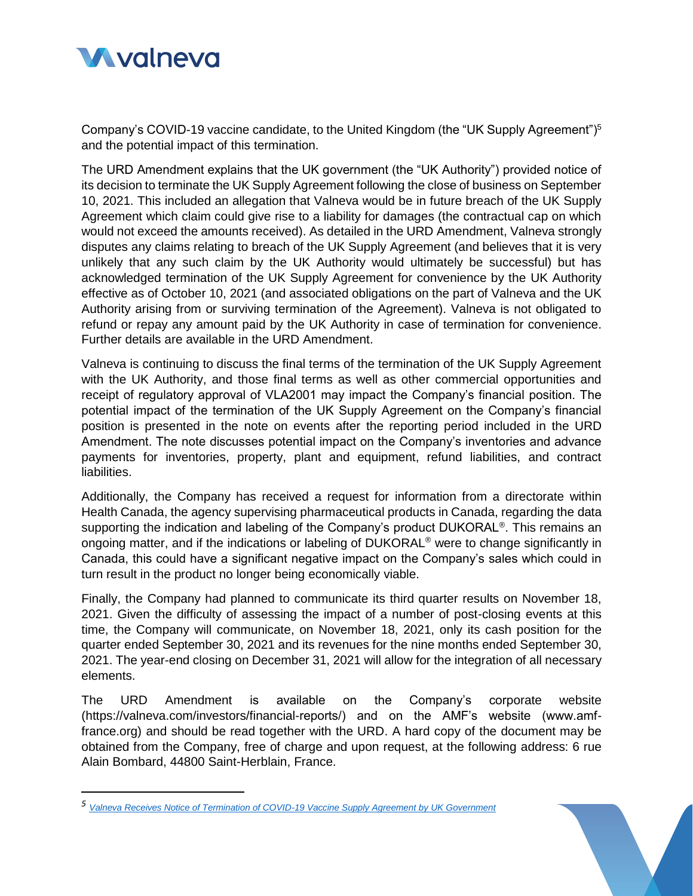Company's COVID-19 vaccine candidate, to the United Kingdom (the "UK Supply Agreement")[5] and the potential impact of this termination.

The URD Amendment explains that the UK government (the "UK Authority") provided notice of its decision to terminate the UK Supply Agreement following the close of business on September 10, 2021. This included an allegation that Valneva would be in future breach of the UK Supply Agreement which claim could give rise to a liability for damages (the contractual cap on which would not exceed the amounts received). As detailed in the URD Amendment, Valneva strongly disputes any claims relating to breach of the UK Supply Agreement (and believes that it is very unlikely that any such claim by the UK Authority would ultimately be successful) but has acknowledged termination of the UK Supply Agreement for convenience by the UK Authority effective as of October 10, 2021 (and associated obligations on the part of Valneva and the UK Authority arising from or surviving termination of the Agreement). Valneva is not obligated to refund or repay any amount paid by the UK Authority in case of termination for convenience. Further details are available in the URD Amendment.

Valneva is continuing to discuss the final terms of the termination of the UK Supply Agreement with the UK Authority, and those final terms as well as other commercial opportunities and receipt of regulatory approval of VLA2001 may impact the Company's financial position. The potential impact of the termination of the UK Supply Agreement on the Company's financial position is presented in the note on events after the reporting period included in the URD Amendment. The note discusses potential impact on the Company's inventories and advance payments for inventories, property, plant and equipment, refund liabilities, and contract liabilities.

Additionally, the Company has received a request for information from a directorate within Health Canada, the agency supervising pharmaceutical products in Canada, regarding the data supporting the indication and labeling of the Company's product DUKORAL®. This remains an ongoing matter, and if the indications or labeling of DUKORAL® were to change significantly in Canada, this could have a significant negative impact on the Company's sales which could in turn result in the product no longer being economically viable.

Finally, the Company had planned to communicate its third quarter results on November 18, 2021. Given the difficulty of assessing the impact of a number of post-closing events at this time, the Company will communicate, on November 18, 2021, only its cash position for the quarter ended September 30, 2021 and its revenues for the nine months ended September 30, 2021. The year-end closing on December 31, 2021 will allow for the integration of all necessary elements.

The URD Amendment is available on the Company's corporate website (https://valneva.com/investors/financial-reports/) and on the AMF's website (www.amf-france.org) and should be read together with the URD. A hard copy of the document may be obtained from the Company, free of charge and upon request, at the following address: 6 rue Alain Bombard, 44800 Saint-Herblain, France.

---

[5] *Valneva Receives Notice of Termination of COVID-19 Vaccine Supply Agreement by UK Government*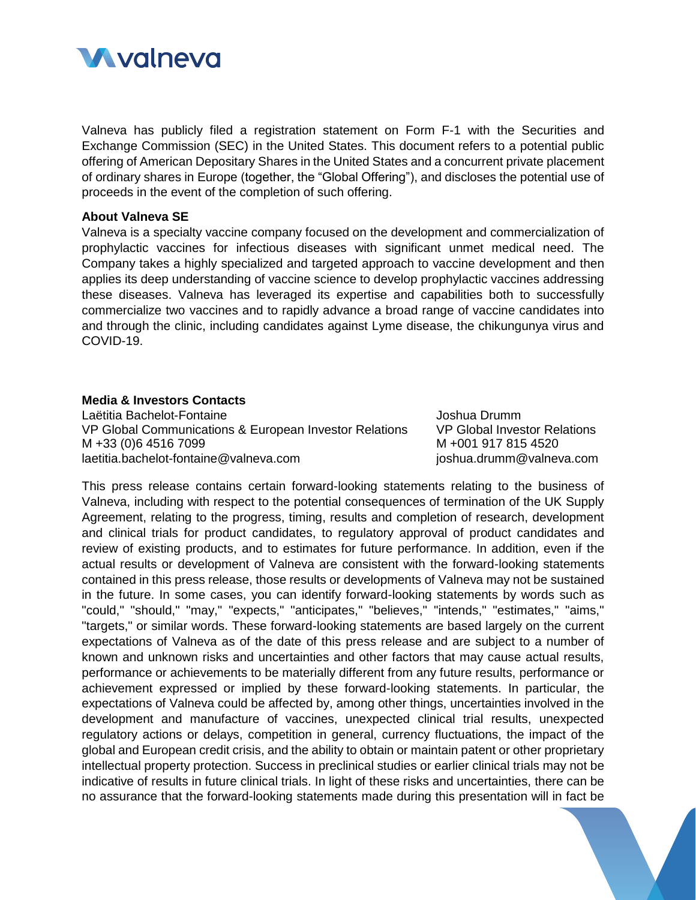Valneva has publicly filed a registration statement on Form F-1 with the Securities and Exchange Commission (SEC) in the United States. This document refers to a potential public offering of American Depositary Shares in the United States and a concurrent private placement of ordinary shares in Europe (together, the "Global Offering"), and discloses the potential use of proceeds in the event of the completion of such offering.

**About Valneva SE**

Valneva is a specialty vaccine company focused on the development and commercialization of prophylactic vaccines for infectious diseases with significant unmet medical need. The Company takes a highly specialized and targeted approach to vaccine development and then applies its deep understanding of vaccine science to develop prophylactic vaccines addressing these diseases. Valneva has leveraged its expertise and capabilities both to successfully commercialize two vaccines and to rapidly advance a broad range of vaccine candidates into and through the clinic, including candidates against Lyme disease, the chikungunya virus and COVID-19.

**Media & Investors Contacts**

Laëtitia Bachelot-Fontaine
VP Global Communications & European Investor Relations
M +33 (0)6 4516 7099
laetitia.bachelot-fontaine@valneva.com

Joshua Drumm
VP Global Investor Relations
M +001 917 815 4520
joshua.drumm@valneva.com

This press release contains certain forward-looking statements relating to the business of Valneva, including with respect to the potential consequences of termination of the UK Supply Agreement, relating to the progress, timing, results and completion of research, development and clinical trials for product candidates, to regulatory approval of product candidates and review of existing products, and to estimates for future performance. In addition, even if the actual results or development of Valneva are consistent with the forward-looking statements contained in this press release, those results or developments of Valneva may not be sustained in the future. In some cases, you can identify forward-looking statements by words such as "could," "should," "may," "expects," "anticipates," "believes," "intends," "estimates," "aims," "targets," or similar words. These forward-looking statements are based largely on the current expectations of Valneva as of the date of this press release and are subject to a number of known and unknown risks and uncertainties and other factors that may cause actual results, performance or achievements to be materially different from any future results, performance or achievement expressed or implied by these forward-looking statements. In particular, the expectations of Valneva could be affected by, among other things, uncertainties involved in the development and manufacture of vaccines, unexpected clinical trial results, unexpected regulatory actions or delays, competition in general, currency fluctuations, the impact of the global and European credit crisis, and the ability to obtain or maintain patent or other proprietary intellectual property protection. Success in preclinical studies or earlier clinical trials may not be indicative of results in future clinical trials. In light of these risks and uncertainties, there can be no assurance that the forward-looking statements made during this presentation will in fact be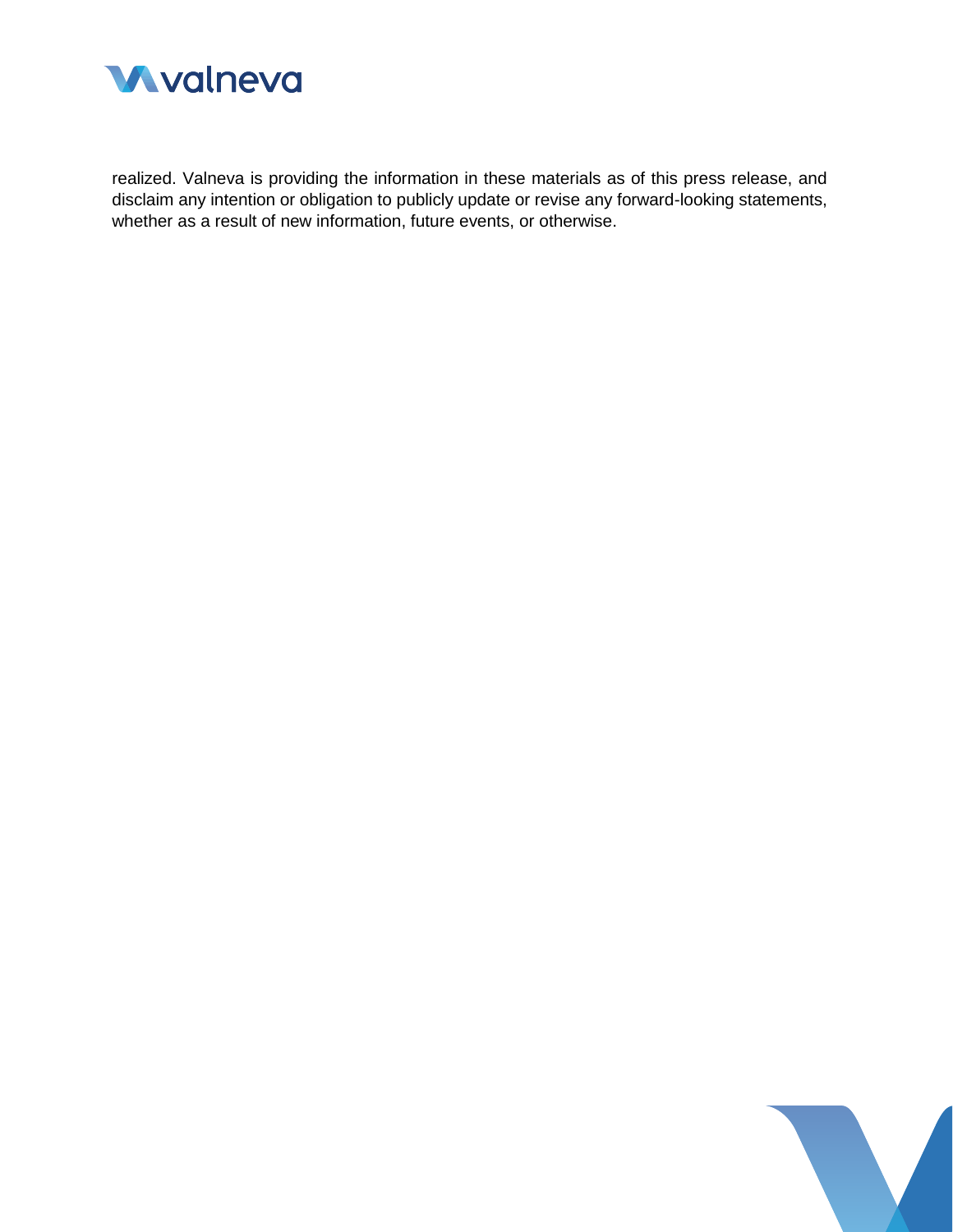realized. Valneva is providing the information in these materials as of this press release, and disclaim any intention or obligation to publicly update or revise any forward-looking statements, whether as a result of new information, future events, or otherwise.